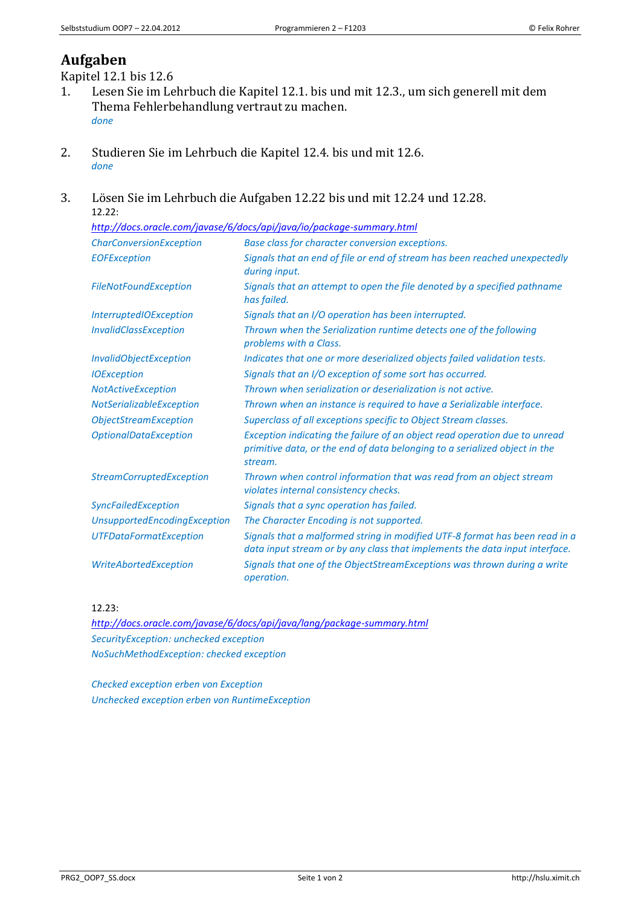# Aufgaben

Kapitel 12.1 bis 12.6

1. Lesen Sie im Lehrbuch die Kapitel 12.1. bis und mit 12.3., um sich generell mit dem Thema Fehlerbehandlung vertraut zu machen.
   *done*

2. Studieren Sie im Lehrbuch die Kapitel 12.4. bis und mit 12.6.
   *done*

3. Lösen Sie im Lehrbuch die Aufgaben 12.22 bis und mit 12.24 und 12.28.

12.22:

*http://docs.oracle.com/javase/6/docs/api/java/io/package-summary.html*

| | |
|---|---|
| *CharConversionException* | *Base class for character conversion exceptions.* |
| *EOFException* | *Signals that an end of file or end of stream has been reached unexpectedly during input.* |
| *FileNotFoundException* | *Signals that an attempt to open the file denoted by a specified pathname has failed.* |
| *InterruptedIOException* | *Signals that an I/O operation has been interrupted.* |
| *InvalidClassException* | *Thrown when the Serialization runtime detects one of the following problems with a Class.* |
| *InvalidObjectException* | *Indicates that one or more deserialized objects failed validation tests.* |
| *IOException* | *Signals that an I/O exception of some sort has occurred.* |
| *NotActiveException* | *Thrown when serialization or deserialization is not active.* |
| *NotSerializableException* | *Thrown when an instance is required to have a Serializable interface.* |
| *ObjectStreamException* | *Superclass of all exceptions specific to Object Stream classes.* |
| *OptionalDataException* | *Exception indicating the failure of an object read operation due to unread primitive data, or the end of data belonging to a serialized object in the stream.* |
| *StreamCorruptedException* | *Thrown when control information that was read from an object stream violates internal consistency checks.* |
| *SyncFailedException* | *Signals that a sync operation has failed.* |
| *UnsupportedEncodingException* | *The Character Encoding is not supported.* |
| *UTFDataFormatException* | *Signals that a malformed string in modified UTF-8 format has been read in a data input stream or by any class that implements the data input interface.* |
| *WriteAbortedException* | *Signals that one of the ObjectStreamExceptions was thrown during a write operation.* |

12.23:

*http://docs.oracle.com/javase/6/docs/api/java/lang/package-summary.html*

*SecurityException: unchecked exception*
*NoSuchMethodException: checked exception*

*Checked exception erben von Exception*
*Unchecked exception erben von RuntimeException*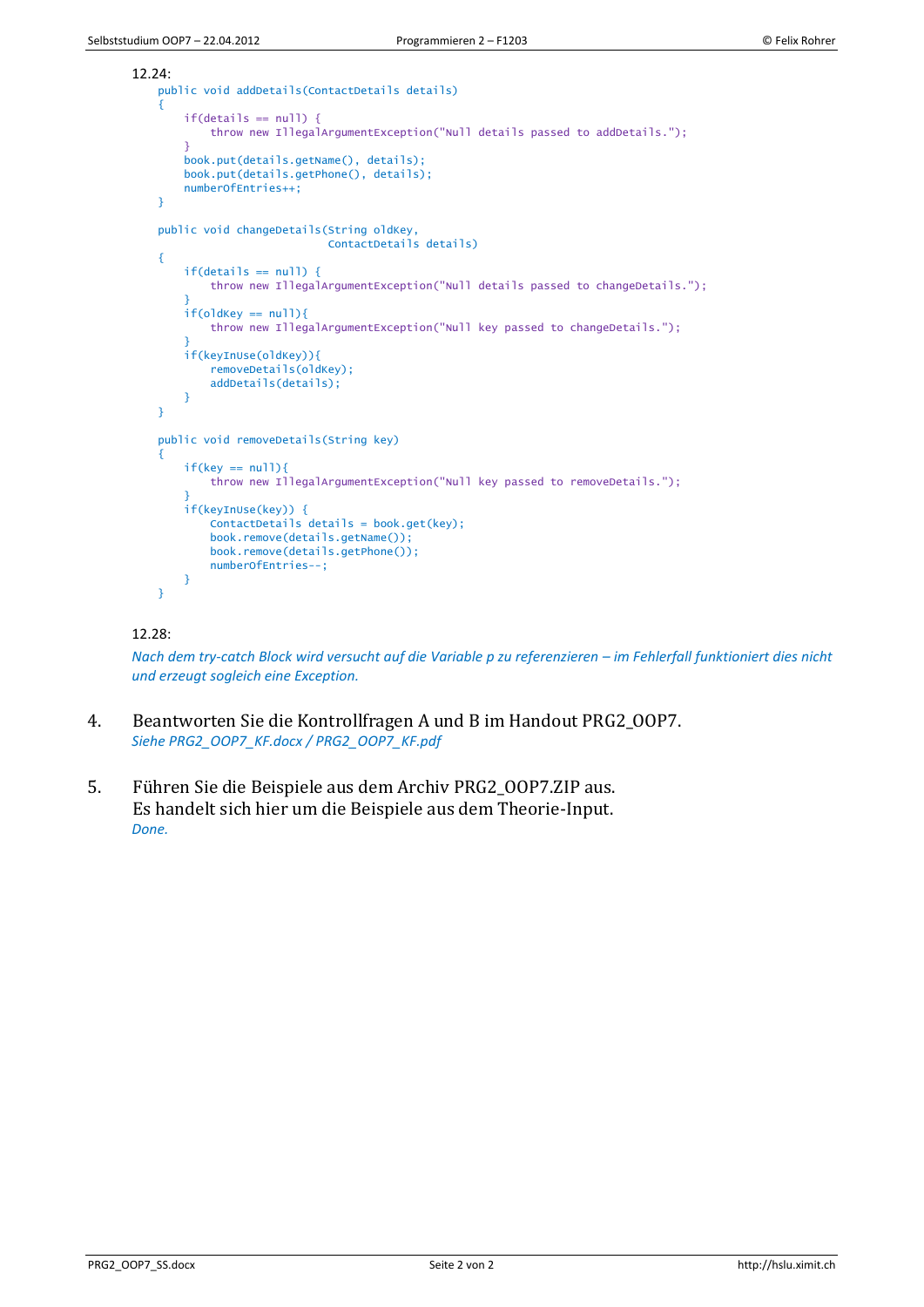12.24:

```java
public void addDetails(ContactDetails details)
{
    if(details == null) {
        throw new IllegalArgumentException("Null details passed to addDetails.");
    }
    book.put(details.getName(), details);
    book.put(details.getPhone(), details);
    numberOfEntries++;
}

public void changeDetails(String oldKey,
                          ContactDetails details)
{
    if(details == null) {
        throw new IllegalArgumentException("Null details passed to changeDetails.");
    }
    if(oldKey == null){
        throw new IllegalArgumentException("Null key passed to changeDetails.");
    }
    if(keyInUse(oldKey)){
        removeDetails(oldKey);
        addDetails(details);
    }
}

public void removeDetails(String key)
{
    if(key == null){
        throw new IllegalArgumentException("Null key passed to removeDetails.");
    }
    if(keyInUse(key)) {
        ContactDetails details = book.get(key);
        book.remove(details.getName());
        book.remove(details.getPhone());
        numberOfEntries--;
    }
}
```

12.28:

*Nach dem try-catch Block wird versucht auf die Variable p zu referenzieren – im Fehlerfall funktioniert dies nicht und erzeugt sogleich eine Exception.*

4. Beantworten Sie die Kontrollfragen A und B im Handout PRG2_OOP7.
   *Siehe PRG2_OOP7_KF.docx / PRG2_OOP7_KF.pdf*

5. Führen Sie die Beispiele aus dem Archiv PRG2_OOP7.ZIP aus.
   Es handelt sich hier um die Beispiele aus dem Theorie-Input.
   *Done.*